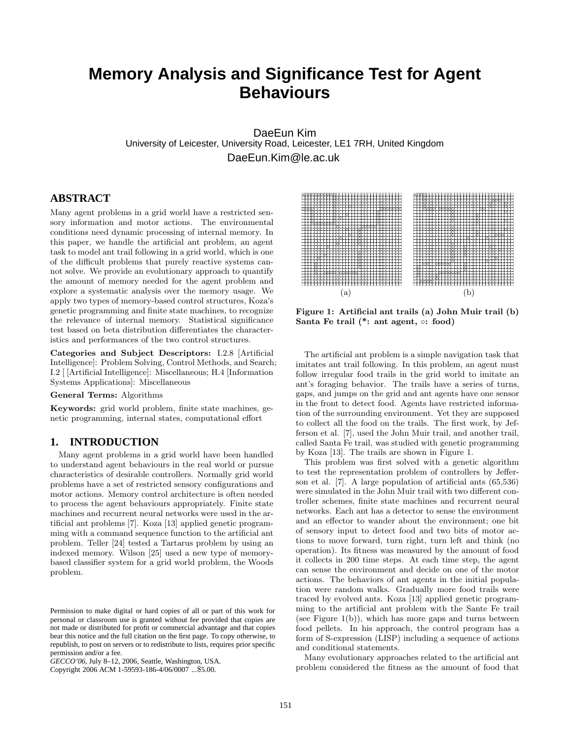# Memory Analysis and Significance Test for Agent Behaviours

DaeEun Kim
University of Leicester, University Road, Leicester, LE1 7RH, United Kingdom
DaeEun.Kim@le.ac.uk

## ABSTRACT

Many agent problems in a grid world have a restricted sensory information and motor actions. The environmental conditions need dynamic processing of internal memory. In this paper, we handle the artificial ant problem, an agent task to model ant trail following in a grid world, which is one of the difficult problems that purely reactive systems cannot solve. We provide an evolutionary approach to quantify the amount of memory needed for the agent problem and explore a systematic analysis over the memory usage. We apply two types of memory-based control structures, Koza's genetic programming and finite state machines, to recognize the relevance of internal memory. Statistical significance test based on beta distribution differentiates the characteristics and performances of the two control structures.

**Categories and Subject Descriptors:** I.2.8 [Artificial Intelligence]: Problem Solving, Control Methods, and Search; I.2 [ [Artificial Intelligence]: Miscellaneous; H.4 [Information Systems Applications]: Miscellaneous

**General Terms:** Algorithms

**Keywords:** grid world problem, finite state machines, genetic programming, internal states, computational effort

## 1. INTRODUCTION

Many agent problems in a grid world have been handled to understand agent behaviours in the real world or pursue characteristics of desirable controllers. Normally grid world problems have a set of restricted sensory configurations and motor actions. Memory control architecture is often needed to process the agent behaviours appropriately. Finite state machines and recurrent neural networks were used in the artificial ant problems [7]. Koza [13] applied genetic programming with a command sequence function to the artificial ant problem. Teller [24] tested a Tartarus problem by using an indexed memory. Wilson [25] used a new type of memory-based classifier system for a grid world problem, the Woods problem.

Permission to make digital or hard copies of all or part of this work for personal or classroom use is granted without fee provided that copies are not made or distributed for profit or commercial advantage and that copies bear this notice and the full citation on the first page. To copy otherwise, to republish, to post on servers or to redistribute to lists, requires prior specific permission and/or a fee.
*GECCO'06*, July 8–12, 2006, Seattle, Washington, USA.
Copyright 2006 ACM 1-59593-186-4/06/0007 ...$5.00.

(a) (b)

**Figure 1: Artificial ant trails (a) John Muir trail (b) Santa Fe trail (*: ant agent, ○: food)**

The artificial ant problem is a simple navigation task that imitates ant trail following. In this problem, an agent must follow irregular food trails in the grid world to imitate an ant's foraging behavior. The trails have a series of turns, gaps, and jumps on the grid and ant agents have one sensor in the front to detect food. Agents have restricted information of the surrounding environment. Yet they are supposed to collect all the food on the trails. The first work, by Jefferson et al. [7], used the John Muir trail, and another trail, called Santa Fe trail, was studied with genetic programming by Koza [13]. The trails are shown in Figure 1.

This problem was first solved with a genetic algorithm to test the representation problem of controllers by Jefferson et al. [7]. A large population of artificial ants (65,536) were simulated in the John Muir trail with two different controller schemes, finite state machines and recurrent neural networks. Each ant has a detector to sense the environment and an effector to wander about the environment; one bit of sensory input to detect food and two bits of motor actions to move forward, turn right, turn left and think (no operation). Its fitness was measured by the amount of food it collects in 200 time steps. At each time step, the agent can sense the environment and decide on one of the motor actions. The behaviors of ant agents in the initial population were random walks. Gradually more food trails were traced by evolved ants. Koza [13] applied genetic programming to the artificial ant problem with the Sante Fe trail (see Figure 1(b)), which has more gaps and turns between food pellets. In his approach, the control program has a form of S-expression (LISP) including a sequence of actions and conditional statements.

Many evolutionary approaches related to the artificial ant problem considered the fitness as the amount of food that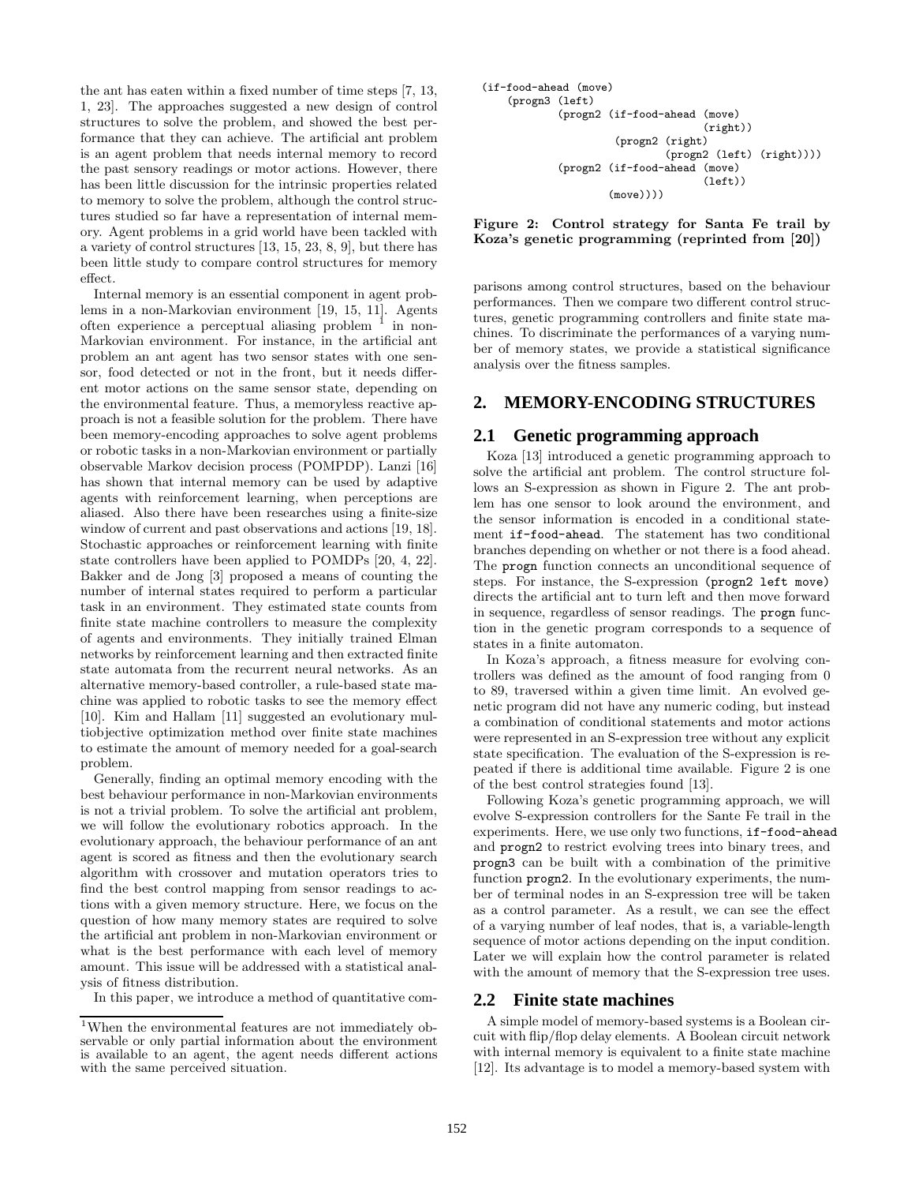the ant has eaten within a fixed number of time steps [7, 13, 1, 23]. The approaches suggested a new design of control structures to solve the problem, and showed the best performance that they can achieve. The artificial ant problem is an agent problem that needs internal memory to record the past sensory readings or motor actions. However, there has been little discussion for the intrinsic properties related to memory to solve the problem, although the control structures studied so far have a representation of internal memory. Agent problems in a grid world have been tackled with a variety of control structures [13, 15, 23, 8, 9], but there has been little study to compare control structures for memory effect.

Internal memory is an essential component in agent problems in a non-Markovian environment [19, 15, 11]. Agents often experience a perceptual aliasing problem [1] in non-Markovian environment. For instance, in the artificial ant problem an ant agent has two sensor states with one sensor, food detected or not in the front, but it needs different motor actions on the same sensor state, depending on the environmental feature. Thus, a memoryless reactive approach is not a feasible solution for the problem. There have been memory-encoding approaches to solve agent problems or robotic tasks in a non-Markovian environment or partially observable Markov decision process (POMPDP). Lanzi [16] has shown that internal memory can be used by adaptive agents with reinforcement learning, when perceptions are aliased. Also there have been researches using a finite-size window of current and past observations and actions [19, 18]. Stochastic approaches or reinforcement learning with finite state controllers have been applied to POMDPs [20, 4, 22]. Bakker and de Jong [3] proposed a means of counting the number of internal states required to perform a particular task in an environment. They estimated state counts from finite state machine controllers to measure the complexity of agents and environments. They initially trained Elman networks by reinforcement learning and then extracted finite state automata from the recurrent neural networks. As an alternative memory-based controller, a rule-based state machine was applied to robotic tasks to see the memory effect [10]. Kim and Hallam [11] suggested an evolutionary multiobjective optimization method over finite state machines to estimate the amount of memory needed for a goal-search problem.

Generally, finding an optimal memory encoding with the best behaviour performance in non-Markovian environments is not a trivial problem. To solve the artificial ant problem, we will follow the evolutionary robotics approach. In the evolutionary approach, the behaviour performance of an ant agent is scored as fitness and then the evolutionary search algorithm with crossover and mutation operators tries to find the best control mapping from sensor readings to actions with a given memory structure. Here, we focus on the question of how many memory states are required to solve the artificial ant problem in non-Markovian environment or what is the best performance with each level of memory amount. This issue will be addressed with a statistical analysis of fitness distribution.

In this paper, we introduce a method of quantitative comparisons among control structures, based on the behaviour performances. Then we compare two different control structures, genetic programming controllers and finite state machines. To discriminate the performances of a varying number of memory states, we provide a statistical significance analysis over the fitness samples.

[1] When the environmental features are not immediately observable or only partial information about the environment is available to an agent, the agent needs different actions with the same perceived situation.

```
(if-food-ahead (move)
    (progn3 (left)
            (progn2 (if-food-ahead (move)
                                   (right))
                    (progn2 (right)
                            (progn2 (left) (right))))
            (progn2 (if-food-ahead (move)
                                   (left))
                    (move))))
```

**Figure 2: Control strategy for Santa Fe trail by Koza's genetic programming (reprinted from [20])**

## 2. MEMORY-ENCODING STRUCTURES

### 2.1 Genetic programming approach

Koza [13] introduced a genetic programming approach to solve the artificial ant problem. The control structure follows an S-expression as shown in Figure 2. The ant problem has one sensor to look around the environment, and the sensor information is encoded in a conditional statement `if-food-ahead`. The statement has two conditional branches depending on whether or not there is a food ahead. The `progn` function connects an unconditional sequence of steps. For instance, the S-expression `(progn2 left move)` directs the artificial ant to turn left and then move forward in sequence, regardless of sensor readings. The `progn` function in the genetic program corresponds to a sequence of states in a finite automaton.

In Koza's approach, a fitness measure for evolving controllers was defined as the amount of food ranging from 0 to 89, traversed within a given time limit. An evolved genetic program did not have any numeric coding, but instead a combination of conditional statements and motor actions were represented in an S-expression tree without any explicit state specification. The evaluation of the S-expression is repeated if there is additional time available. Figure 2 is one of the best control strategies found [13].

Following Koza's genetic programming approach, we will evolve S-expression controllers for the Sante Fe trail in the experiments. Here, we use only two functions, `if-food-ahead` and `progn2` to restrict evolving trees into binary trees, and `progn3` can be built with a combination of the primitive function `progn2`. In the evolutionary experiments, the number of terminal nodes in an S-expression tree will be taken as a control parameter. As a result, we can see the effect of a varying number of leaf nodes, that is, a variable-length sequence of motor actions depending on the input condition. Later we will explain how the control parameter is related with the amount of memory that the S-expression tree uses.

### 2.2 Finite state machines

A simple model of memory-based systems is a Boolean circuit with flip/flop delay elements. A Boolean circuit network with internal memory is equivalent to a finite state machine [12]. Its advantage is to model a memory-based system with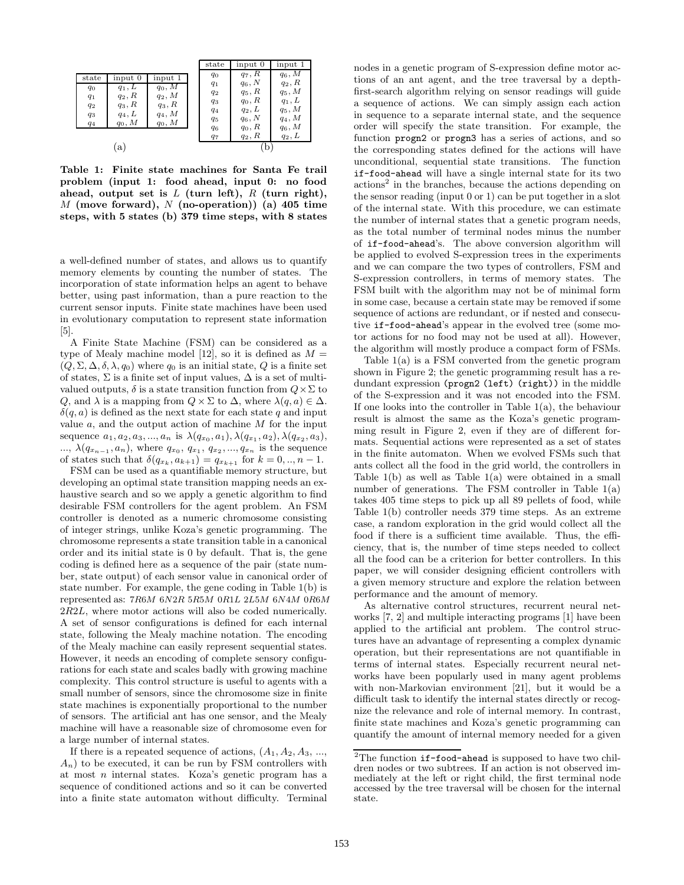| state | input 0 | input 1 |
|---|---|---|
| $q_0$ | $q_1, L$ | $q_0, M$ |
| $q_1$ | $q_2, R$ | $q_2, M$ |
| $q_2$ | $q_3, R$ | $q_3, R$ |
| $q_3$ | $q_4, L$ | $q_4, M$ |
| $q_4$ | $q_0, M$ | $q_0, M$ |

(a)

| state | input 0 | input 1 |
|---|---|---|
| $q_0$ | $q_7, R$ | $q_6, M$ |
| $q_1$ | $q_6, N$ | $q_2, R$ |
| $q_2$ | $q_5, R$ | $q_5, M$ |
| $q_3$ | $q_0, R$ | $q_1, L$ |
| $q_4$ | $q_2, L$ | $q_5, M$ |
| $q_5$ | $q_6, N$ | $q_4, M$ |
| $q_6$ | $q_0, R$ | $q_6, M$ |
| $q_7$ | $q_2, R$ | $q_2, L$ |

(b)

**Table 1: Finite state machines for Santa Fe trail problem (input 1: food ahead, input 0: no food ahead, output set is $L$ (turn left), $R$ (turn right), $M$ (move forward), $N$ (no-operation)) (a) 405 time steps, with 5 states (b) 379 time steps, with 8 states**

a well-defined number of states, and allows us to quantify memory elements by counting the number of states. The incorporation of state information helps an agent to behave better, using past information, than a pure reaction to the current sensor inputs. Finite state machines have been used in evolutionary computation to represent state information [5].

A Finite State Machine (FSM) can be considered as a type of Mealy machine model [12], so it is defined as $M = (Q, \Sigma, \Delta, \delta, \lambda, q_0)$ where $q_0$ is an initial state, $Q$ is a finite set of states, $\Sigma$ is a finite set of input values, $\Delta$ is a set of multi-valued outputs, $\delta$ is a state transition function from $Q \times \Sigma$ to $Q$, and $\lambda$ is a mapping from $Q \times \Sigma$ to $\Delta$, where $\lambda(q, a) \in \Delta$. $\delta(q, a)$ is defined as the next state for each state $q$ and input value $a$, and the output action of machine $M$ for the input sequence $a_1, a_2, a_3, ..., a_n$ is $\lambda(q_{x_0}, a_1), \lambda(q_{x_1}, a_2), \lambda(q_{x_2}, a_3), ..., \lambda(q_{x_{n-1}}, a_n)$, where $q_{x_0}, q_{x_1}, q_{x_2}, ..., q_{x_n}$ is the sequence of states such that $\delta(q_{x_k}, a_{k+1}) = q_{x_{k+1}}$ for $k = 0, .., n-1$.

FSM can be used as a quantifiable memory structure, but developing an optimal state transition mapping needs an exhaustive search and so we apply a genetic algorithm to find desirable FSM controllers for the agent problem. An FSM controller is denoted as a numeric chromosome consisting of integer strings, unlike Koza's genetic programming. The chromosome represents a state transition table in a canonical order and its initial state is 0 by default. That is, the gene coding is defined here as a sequence of the pair (state number, state output) of each sensor value in canonical order of state number. For example, the gene coding in Table 1(b) is represented as: $7R6M$ $6N2R$ $5R5M$ $0R1L$ $2L5M$ $6N4M$ $0R6M$ $2R2L$, where motor actions will also be coded numerically. A set of sensor configurations is defined for each internal state, following the Mealy machine notation. The encoding of the Mealy machine can easily represent sequential states. However, it needs an encoding of complete sensory configurations for each state and scales badly with growing machine complexity. This control structure is useful to agents with a small number of sensors, since the chromosome size in finite state machines is exponentially proportional to the number of sensors. The artificial ant has one sensor, and the Mealy machine will have a reasonable size of chromosome even for a large number of internal states.

If there is a repeated sequence of actions, $(A_1, A_2, A_3, ..., A_n)$ to be executed, it can be run by FSM controllers with at most $n$ internal states. Koza's genetic program has a sequence of conditioned actions and so it can be converted into a finite state automaton without difficulty. Terminal nodes in a genetic program of S-expression define motor actions of an ant agent, and the tree traversal by a depth-first-search algorithm relying on sensor readings will guide a sequence of actions. We can simply assign each action in sequence to a separate internal state, and the sequence order will specify the state transition. For example, the function `progn2` or `progn3` has a series of actions, and so the corresponding states defined for the actions will have unconditional, sequential state transitions. The function `if-food-ahead` will have a single internal state for its two actions[2] in the branches, because the actions depending on the sensor reading (input 0 or 1) can be put together in a slot of the internal state. With this procedure, we can estimate the number of internal states that a genetic program needs, as the total number of terminal nodes minus the number of `if-food-ahead`'s. The above conversion algorithm will be applied to evolved S-expression trees in the experiments and we can compare the two types of controllers, FSM and S-expression controllers, in terms of memory states. The FSM built with the algorithm may not be of minimal form in some case, because a certain state may be removed if some sequence of actions are redundant, or if nested and consecutive `if-food-ahead`'s appear in the evolved tree (some motor actions for no food may not be used at all). However, the algorithm will mostly produce a compact form of FSMs.

Table 1(a) is a FSM converted from the genetic program shown in Figure 2; the genetic programming result has a redundant expression `(progn2 (left) (right))` in the middle of the S-expression and it was not encoded into the FSM. If one looks into the controller in Table 1(a), the behaviour result is almost the same as the Koza's genetic programming result in Figure 2, even if they are of different formats. Sequential actions were represented as a set of states in the finite automaton. When we evolved FSMs such that ants collect all the food in the grid world, the controllers in Table 1(b) as well as Table 1(a) were obtained in a small number of generations. The FSM controller in Table 1(a) takes 405 time steps to pick up all 89 pellets of food, while Table 1(b) controller needs 379 time steps. As an extreme case, a random exploration in the grid would collect all the food if there is a sufficient time available. Thus, the efficiency, that is, the number of time steps needed to collect all the food can be a criterion for better controllers. In this paper, we will consider designing efficient controllers with a given memory structure and explore the relation between performance and the amount of memory.

As alternative control structures, recurrent neural networks [7, 2] and multiple interacting programs [1] have been applied to the artificial ant problem. The control structures have an advantage of representing a complex dynamic operation, but their representations are not quantifiable in terms of internal states. Especially recurrent neural networks have been popularly used in many agent problems with non-Markovian environment [21], but it would be a difficult task to identify the internal states directly or recognize the relevance and role of internal memory. In contrast, finite state machines and Koza's genetic programming can quantify the amount of internal memory needed for a given

[2]The function `if-food-ahead` is supposed to have two children nodes or two subtrees. If an action is not observed immediately at the left or right child, the first terminal node accessed by the tree traversal will be chosen for the internal state.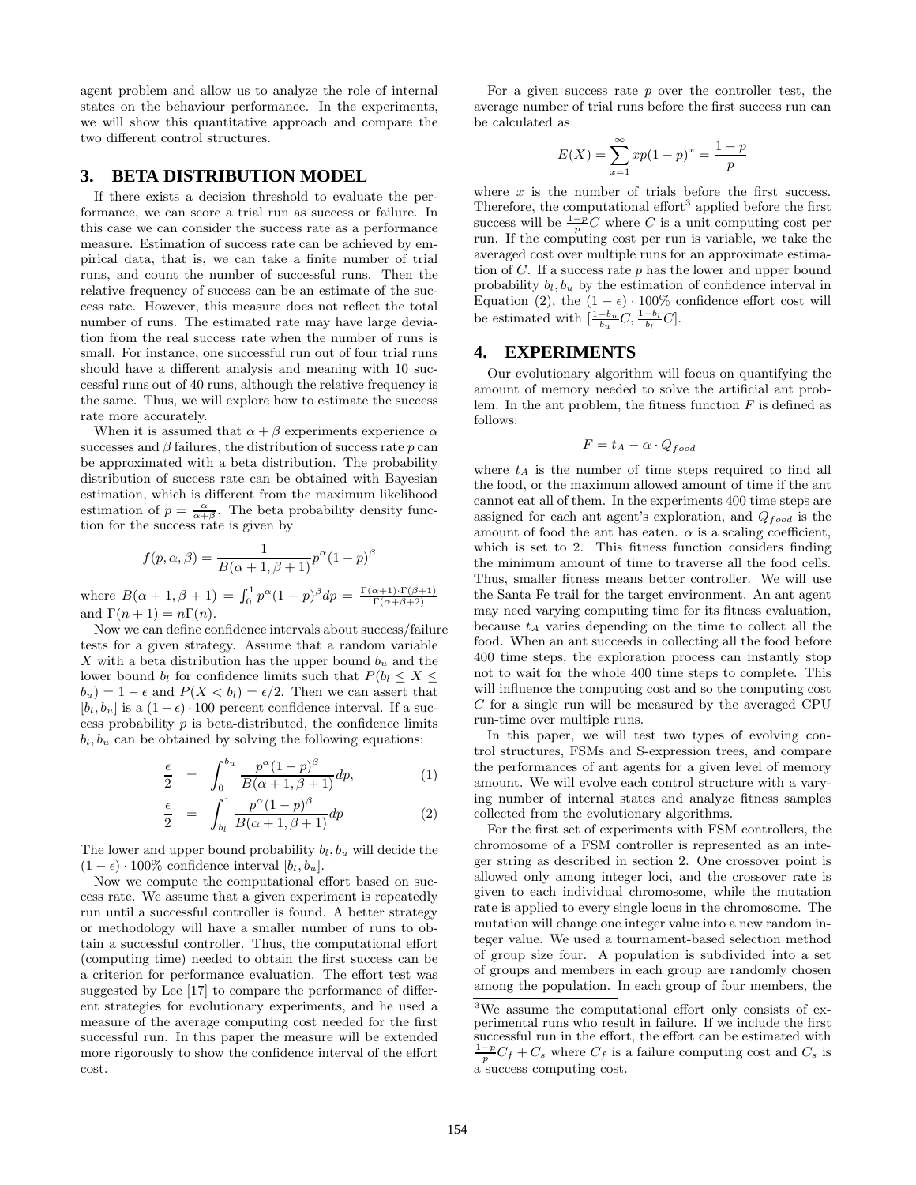agent problem and allow us to analyze the role of internal states on the behaviour performance. In the experiments, we will show this quantitative approach and compare the two different control structures.

## 3. BETA DISTRIBUTION MODEL

If there exists a decision threshold to evaluate the performance, we can score a trial run as success or failure. In this case we can consider the success rate as a performance measure. Estimation of success rate can be achieved by empirical data, that is, we can take a finite number of trial runs, and count the number of successful runs. Then the relative frequency of success can be an estimate of the success rate. However, this measure does not reflect the total number of runs. The estimated rate may have large deviation from the real success rate when the number of runs is small. For instance, one successful run out of four trial runs should have a different analysis and meaning with 10 successful runs out of 40 runs, although the relative frequency is the same. Thus, we will explore how to estimate the success rate more accurately.

When it is assumed that $\alpha + \beta$ experiments experience $\alpha$ successes and $\beta$ failures, the distribution of success rate $p$ can be approximated with a beta distribution. The probability distribution of success rate can be obtained with Bayesian estimation, which is different from the maximum likelihood estimation of $p = \frac{\alpha}{\alpha+\beta}$. The beta probability density function for the success rate is given by

$$f(p, \alpha, \beta) = \frac{1}{B(\alpha+1, \beta+1)} p^{\alpha}(1-p)^{\beta}$$

where $B(\alpha+1, \beta+1) = \int_0^1 p^{\alpha}(1-p)^{\beta}dp = \frac{\Gamma(\alpha+1)\cdot\Gamma(\beta+1)}{\Gamma(\alpha+\beta+2)}$ and $\Gamma(n+1) = n\Gamma(n)$.

Now we can define confidence intervals about success/failure tests for a given strategy. Assume that a random variable $X$ with a beta distribution has the upper bound $b_u$ and the lower bound $b_l$ for confidence limits such that $P(b_l \le X \le b_u) = 1 - \epsilon$ and $P(X < b_l) = \epsilon/2$. Then we can assert that $[b_l, b_u]$ is a $(1-\epsilon)\cdot 100$ percent confidence interval. If a success probability $p$ is beta-distributed, the confidence limits $b_l, b_u$ can be obtained by solving the following equations:

$$\frac{\epsilon}{2} = \int_0^{b_u} \frac{p^{\alpha}(1-p)^{\beta}}{B(\alpha+1, \beta+1)}dp, \qquad (1)$$

$$\frac{\epsilon}{2} = \int_{b_l}^1 \frac{p^{\alpha}(1-p)^{\beta}}{B(\alpha+1, \beta+1)}dp \qquad (2)$$

The lower and upper bound probability $b_l, b_u$ will decide the $(1-\epsilon)\cdot 100\%$ confidence interval $[b_l, b_u]$.

Now we compute the computational effort based on success rate. We assume that a given experiment is repeatedly run until a successful controller is found. A better strategy or methodology will have a smaller number of runs to obtain a successful controller. Thus, the computational effort (computing time) needed to obtain the first success can be a criterion for performance evaluation. The effort test was suggested by Lee [17] to compare the performance of different strategies for evolutionary experiments, and he used a measure of the average computing cost needed for the first successful run. In this paper the measure will be extended more rigorously to show the confidence interval of the effort cost.

For a given success rate $p$ over the controller test, the average number of trial runs before the first success run can be calculated as

$$E(X) = \sum_{x=1}^{\infty} xp(1-p)^x = \frac{1-p}{p}$$

where $x$ is the number of trials before the first success. Therefore, the computational effort[3] applied before the first success will be $\frac{1-p}{p}C$ where $C$ is a unit computing cost per run. If the computing cost per run is variable, we take the averaged cost over multiple runs for an approximate estimation of $C$. If a success rate $p$ has the lower and upper bound probability $b_l, b_u$ by the estimation of confidence interval in Equation (2), the $(1-\epsilon)\cdot 100\%$ confidence effort cost will be estimated with $[\frac{1-b_u}{b_u}C, \frac{1-b_l}{b_l}C]$.

## 4. EXPERIMENTS

Our evolutionary algorithm will focus on quantifying the amount of memory needed to solve the artificial ant problem. In the ant problem, the fitness function $F$ is defined as follows:

$$F = t_A - \alpha \cdot Q_{food}$$

where $t_A$ is the number of time steps required to find all the food, or the maximum allowed amount of time if the ant cannot eat all of them. In the experiments 400 time steps are assigned for each ant agent's exploration, and $Q_{food}$ is the amount of food the ant has eaten. $\alpha$ is a scaling coefficient, which is set to 2. This fitness function considers finding the minimum amount of time to traverse all the food cells. Thus, smaller fitness means better controller. We will use the Santa Fe trail for the target environment. An ant agent may need varying computing time for its fitness evaluation, because $t_A$ varies depending on the time to collect all the food. When an ant succeeds in collecting all the food before 400 time steps, the exploration process can instantly stop not to wait for the whole 400 time steps to complete. This will influence the computing cost and so the computing cost $C$ for a single run will be measured by the averaged CPU run-time over multiple runs.

In this paper, we will test two types of evolving control structures, FSMs and S-expression trees, and compare the performances of ant agents for a given level of memory amount. We will evolve each control structure with a varying number of internal states and analyze fitness samples collected from the evolutionary algorithms.

For the first set of experiments with FSM controllers, the chromosome of a FSM controller is represented as an integer string as described in section 2. One crossover point is allowed only among integer loci, and the crossover rate is given to each individual chromosome, while the mutation rate is applied to every single locus in the chromosome. The mutation will change one integer value into a new random integer value. We used a tournament-based selection method of group size four. A population is subdivided into a set of groups and members in each group are randomly chosen among the population. In each group of four members, the

[3] We assume the computational effort only consists of experimental runs who result in failure. If we include the first successful run in the effort, the effort can be estimated with $\frac{1-p}{p}C_f + C_s$ where $C_f$ is a failure computing cost and $C_s$ is a success computing cost.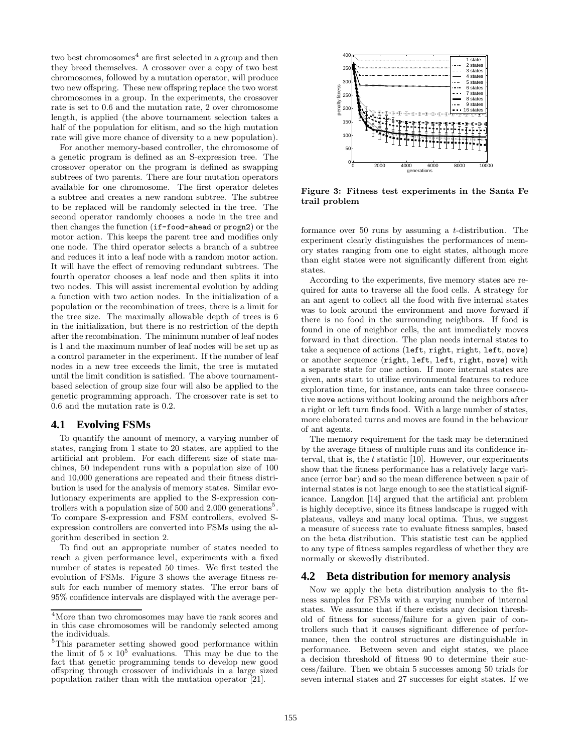two best chromosomes[4] are first selected in a group and then they breed themselves. A crossover over a copy of two best chromosomes, followed by a mutation operator, will produce two new offspring. These new offspring replace the two worst chromosomes in a group. In the experiments, the crossover rate is set to 0.6 and the mutation rate, 2 over chromosome length, is applied (the above tournament selection takes a half of the population for elitism, and so the high mutation rate will give more chance of diversity to a new population).

For another memory-based controller, the chromosome of a genetic program is defined as an S-expression tree. The crossover operator on the program is defined as swapping subtrees of two parents. There are four mutation operators available for one chromosome. The first operator deletes a subtree and creates a new random subtree. The subtree to be replaced will be randomly selected in the tree. The second operator randomly chooses a node in the tree and then changes the function (`if-food-ahead` or `progn2`) or the motor action. This keeps the parent tree and modifies only one node. The third operator selects a branch of a subtree and reduces it into a leaf node with a random motor action. It will have the effect of removing redundant subtrees. The fourth operator chooses a leaf node and then splits it into two nodes. This will assist incremental evolution by adding a function with two action nodes. In the initialization of a population or the recombination of trees, there is a limit for the tree size. The maximally allowable depth of trees is 6 in the initialization, but there is no restriction of the depth after the recombination. The minimum number of leaf nodes is 1 and the maximum number of leaf nodes will be set up as a control parameter in the experiment. If the number of leaf nodes in a new tree exceeds the limit, the tree is mutated until the limit condition is satisfied. The above tournament-based selection of group size four will also be applied to the genetic programming approach. The crossover rate is set to 0.6 and the mutation rate is 0.2.

## 4.1 Evolving FSMs

To quantify the amount of memory, a varying number of states, ranging from 1 state to 20 states, are applied to the artificial ant problem. For each different size of state machines, 50 independent runs with a population size of 100 and 10,000 generations are repeated and their fitness distribution is used for the analysis of memory states. Similar evolutionary experiments are applied to the S-expression controllers with a population size of 500 and 2,000 generations[5]. To compare S-expression and FSM controllers, evolved S-expression controllers are converted into FSMs using the algorithm described in section 2.

To find out an appropriate number of states needed to reach a given performance level, experiments with a fixed number of states is repeated 50 times. We first tested the evolution of FSMs. Figure 3 shows the average fitness result for each number of memory states. The error bars of 95% confidence intervals are displayed with the average performance over 50 runs by assuming a $t$-distribution. The experiment clearly distinguishes the performances of memory states ranging from one to eight states, although more than eight states were not significantly different from eight states.

penalty fitness
generations
1 state
2 states
3 states
4 states
5 states
6 states
7 states
8 states
9 states
16 states
0
50
100
150
200
250
300
350
400
0
2000
4000
6000
8000
10000

**Figure 3: Fitness test experiments in the Santa Fe trail problem**

According to the experiments, five memory states are required for ants to traverse all the food cells. A strategy for an ant agent to collect all the food with five internal states was to look around the environment and move forward if there is no food in the surrounding neighbors. If food is found in one of neighbor cells, the ant immediately moves forward in that direction. The plan needs internal states to take a sequence of actions (`left`, `right`, `right`, `left`, `move`) or another sequence (`right`, `left`, `left`, `right`, `move`) with a separate state for one action. If more internal states are given, ants start to utilize environmental features to reduce exploration time, for instance, ants can take three consecutive `move` actions without looking around the neighbors after a right or left turn finds food. With a large number of states, more elaborated turns and moves are found in the behaviour of ant agents.

The memory requirement for the task may be determined by the average fitness of multiple runs and its confidence interval, that is, the $t$ statistic [10]. However, our experiments show that the fitness performance has a relatively large variance (error bar) and so the mean difference between a pair of internal states is not large enough to see the statistical significance. Langdon [14] argued that the artificial ant problem is highly deceptive, since its fitness landscape is rugged with plateaus, valleys and many local optima. Thus, we suggest a measure of success rate to evaluate fitness samples, based on the beta distribution. This statistic test can be applied to any type of fitness samples regardless of whether they are normally or skewedly distributed.

## 4.2 Beta distribution for memory analysis

Now we apply the beta distribution analysis to the fitness samples for FSMs with a varying number of internal states. We assume that if there exists any decision threshold of fitness for success/failure for a given pair of controllers such that it causes significant difference of performance, then the control structures are distinguishable in performance. Between seven and eight states, we place a decision threshold of fitness 90 to determine their success/failure. Then we obtain 5 successes among 50 trials for seven internal states and 27 successes for eight states. If we

[4] More than two chromosomes may have tie rank scores and in this case chromosomes will be randomly selected among the individuals.

[5] This parameter setting showed good performance within the limit of $5 \times 10^5$ evaluations. This may be due to the fact that genetic programming tends to develop new good offspring through crossover of individuals in a large sized population rather than with the mutation operator [21].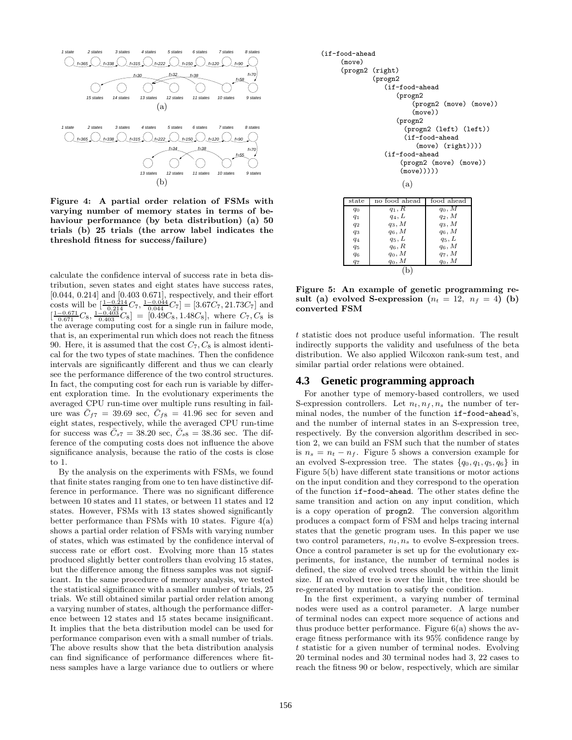Figure 4: A partial order relation of FSMs with varying number of memory states in terms of behaviour performance (by beta distribution) (a) 50 trials (b) 25 trials (the arrow label indicates the threshold fitness for success/failure)

calculate the confidence interval of success rate in beta distribution, seven states and eight states have success rates, [0.044, 0.214] and [0.403 0.671], respectively, and their effort costs will be $[\frac{1-0.214}{0.214}C_7, \frac{1-0.044}{0.044}C_7] = [3.67C_7, 21.73C_7]$ and $[\frac{1-0.671}{0.671}C_8, \frac{1-0.403}{0.403}C_8] = [0.49C_8, 1.48C_8]$, where $C_7, C_8$ is the average computing cost for a single run in failure mode, that is, an experimental run which does not reach the fitness 90. Here, it is assumed that the cost $C_7, C_8$ is almost identical for the two types of state machines. Then the confidence intervals are significantly different and thus we can clearly see the performance difference of the two control structures. In fact, the computing cost for each run is variable by different exploration time. In the evolutionary experiments the averaged CPU run-time over multiple runs resulting in failure was $\bar{C}_{f7} = 39.69$ sec, $\bar{C}_{f8} = 41.96$ sec for seven and eight states, respectively, while the averaged CPU run-time for success was $\bar{C}_{s7} = 38.20$ sec, $\bar{C}_{s8} = 38.36$ sec. The difference of the computing costs does not influence the above significance analysis, because the ratio of the costs is close to 1.

By the analysis on the experiments with FSMs, we found that finite states ranging from one to ten have distinctive difference in performance. There was no significant difference between 10 states and 11 states, or between 11 states and 12 states. However, FSMs with 13 states showed significantly better performance than FSMs with 10 states. Figure 4(a) shows a partial order relation of FSMs with varying number of states, which was estimated by the confidence interval of success rate or effort cost. Evolving more than 15 states produced slightly better controllers than evolving 15 states, but the difference among the fitness samples was not significant. In the same procedure of memory analysis, we tested the statistical significance with a smaller number of trials, 25 trials. We still obtained similar partial order relation among a varying number of states, although the performance difference between 12 states and 15 states became insignificant. It implies that the beta distribution model can be used for performance comparison even with a small number of trials. The above results show that the beta distribution analysis can find significance of performance differences where fitness samples have a large variance due to outliers or where

```
(if-food-ahead
    (move)
    (progn2 (right)
        (progn2
            (if-food-ahead
                (progn2
                    (progn2 (move) (move))
                    (move))
                (progn2
                    (progn2 (left) (left))
                    (if-food-ahead
                        (move) (right))))
            (if-food-ahead
                (progn2 (move) (move))
                (move)))))
```

(a)

| state | no food ahead | food ahead |
|---|---|---|
| $q_0$ | $q_1, R$ | $q_0, M$ |
| $q_1$ | $q_4, L$ | $q_2, M$ |
| $q_2$ | $q_3, M$ | $q_3, M$ |
| $q_3$ | $q_6, M$ | $q_6, M$ |
| $q_4$ | $q_5, L$ | $q_5, L$ |
| $q_5$ | $q_6, R$ | $q_6, M$ |
| $q_6$ | $q_0, M$ | $q_7, M$ |
| $q_7$ | $q_0, M$ | $q_0, M$ |

(b)

Figure 5: An example of genetic programming result (a) evolved S-expression ($n_t = 12$, $n_f = 4$) (b) converted FSM

$t$ statistic does not produce useful information. The result indirectly supports the validity and usefulness of the beta distribution. We also applied Wilcoxon rank-sum test, and similar partial order relations were obtained.

## 4.3 Genetic programming approach

For another type of memory-based controllers, we used S-expression controllers. Let $n_t, n_f, n_s$ the number of terminal nodes, the number of the function `if-food-ahead`'s, and the number of internal states in an S-expression tree, respectively. By the conversion algorithm described in section 2, we can build an FSM such that the number of states is $n_s = n_t - n_f$. Figure 5 shows a conversion example for an evolved S-expression tree. The states $\{q_0, q_1, q_5, q_6\}$ in Figure 5(b) have different state transitions or motor actions on the input condition and they correspond to the operation of the function `if-food-ahead`. The other states define the same transition and action on any input condition, which is a copy operation of `progn2`. The conversion algorithm produces a compact form of FSM and helps tracing internal states that the genetic program uses. In this paper we use two control parameters, $n_t, n_s$ to evolve S-expression trees. Once a control parameter is set up for the evolutionary experiments, for instance, the number of terminal nodes is defined, the size of evolved trees should be within the limit size. If an evolved tree is over the limit, the tree should be re-generated by mutation to satisfy the condition.

In the first experiment, a varying number of terminal nodes were used as a control parameter. A large number of terminal nodes can expect more sequence of actions and thus produce better performance. Figure 6(a) shows the average fitness performance with its 95% confidence range by $t$ statistic for a given number of terminal nodes. Evolving 20 terminal nodes and 30 terminal nodes had 3, 22 cases to reach the fitness 90 or below, respectively, which are similar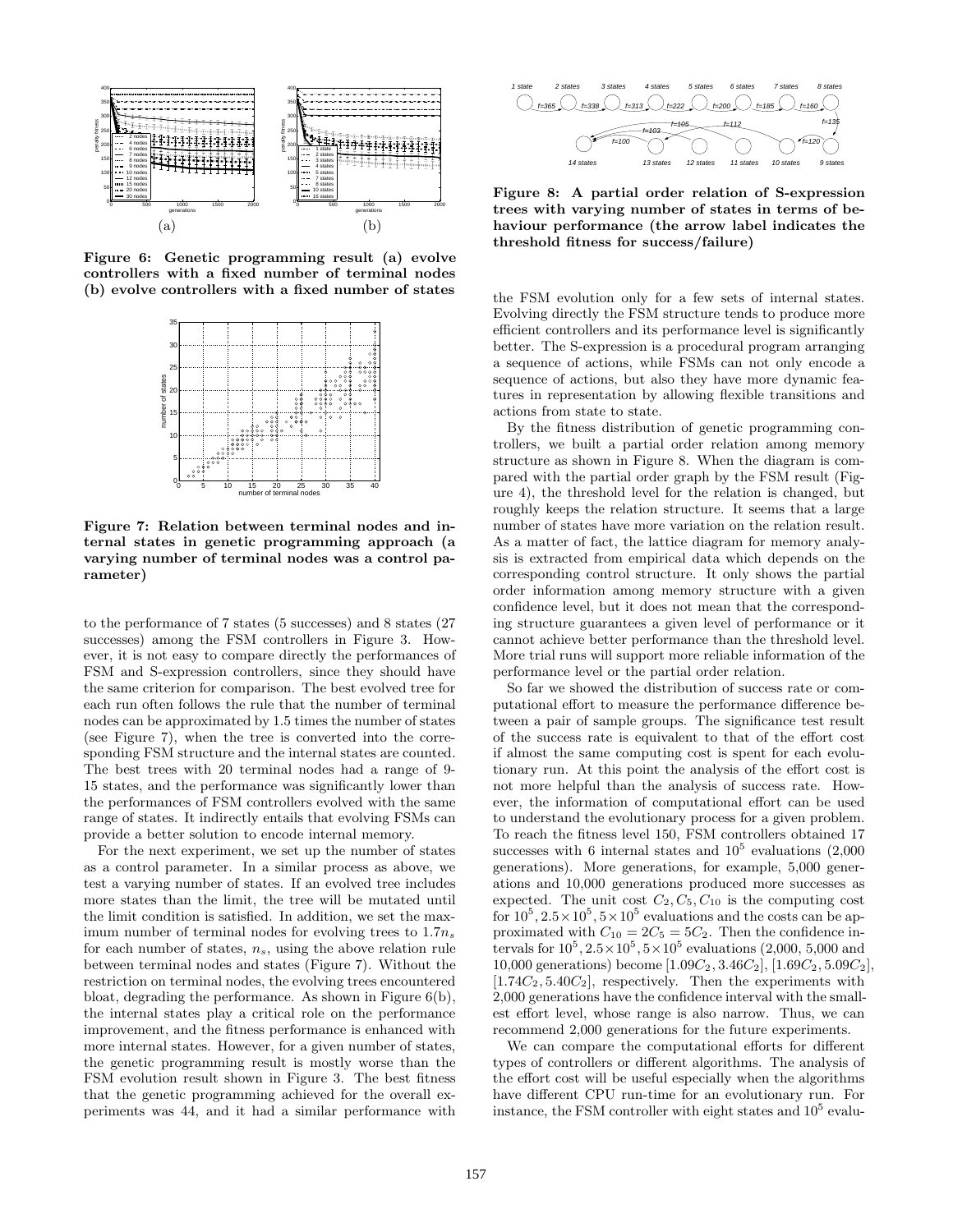400
350
300
250
200
150
100
50
0
penalty fitness
0 500 1000 1500 2000
generations
2 nodes
4 nodes
6 nodes
7 nodes
8 nodes
9 nodes
10 nodes
12 nodes
15 nodes
20 nodes
30 nodes

(a)

400
350
300
250
200
150
100
50
0
penalty fitness
0 500 1000 1500 2000
generations
1 state
2 states
3 states
4 states
5 states
7 states
8 states
10 states
16 states

(b)

**Figure 6: Genetic programming result (a) evolve controllers with a fixed number of terminal nodes (b) evolve controllers with a fixed number of states**

35
30
25
20
15
10
5
0
number of states
0 5 10 15 20 25 30 35 40
number of terminal nodes

**Figure 7: Relation between terminal nodes and internal states in genetic programming approach (a varying number of terminal nodes was a control parameter)**

to the performance of 7 states (5 successes) and 8 states (27 successes) among the FSM controllers in Figure 3. However, it is not easy to compare directly the performances of FSM and S-expression controllers, since they should have the same criterion for comparison. The best evolved tree for each run often follows the rule that the number of terminal nodes can be approximated by 1.5 times the number of states (see Figure 7), when the tree is converted into the corresponding FSM structure and the internal states are counted. The best trees with 20 terminal nodes had a range of 9-15 states, and the performance was significantly lower than the performances of FSM controllers evolved with the same range of states. It indirectly entails that evolving FSMs can provide a better solution to encode internal memory.

For the next experiment, we set up the number of states as a control parameter. In a similar process as above, we test a varying number of states. If an evolved tree includes more states than the limit, the tree will be mutated until the limit condition is satisfied. In addition, we set the maximum number of terminal nodes for evolving trees to $1.7n_s$ for each number of states, $n_s$, using the above relation rule between terminal nodes and states (Figure 7). Without the restriction on terminal nodes, the evolving trees encountered bloat, degrading the performance. As shown in Figure 6(b), the internal states play a critical role on the performance improvement, and the fitness performance is enhanced with more internal states. However, for a given number of states, the genetic programming result is mostly worse than the FSM evolution result shown in Figure 3. The best fitness that the genetic programming achieved for the overall experiments was 44, and it had a similar performance with

1 state 2 states 3 states 4 states 5 states 6 states 7 states 8 states
f=365 f=338 f=313 f=222 f=200 f=185 f=160
f=135
f=105 f=112
f=103
f=100 f=120
14 states 13 states 12 states 11 states 10 states 9 states

**Figure 8: A partial order relation of S-expression trees with varying number of states in terms of behaviour performance (the arrow label indicates the threshold fitness for success/failure)**

the FSM evolution only for a few sets of internal states. Evolving directly the FSM structure tends to produce more efficient controllers and its performance level is significantly better. The S-expression is a procedural program arranging a sequence of actions, while FSMs can not only encode a sequence of actions, but also they have more dynamic features in representation by allowing flexible transitions and actions from state to state.

By the fitness distribution of genetic programming controllers, we built a partial order relation among memory structure as shown in Figure 8. When the diagram is compared with the partial order graph by the FSM result (Figure 4), the threshold level for the relation is changed, but roughly keeps the relation structure. It seems that a large number of states have more variation on the relation result. As a matter of fact, the lattice diagram for memory analysis is extracted from empirical data which depends on the corresponding control structure. It only shows the partial order information among memory structure with a given confidence level, but it does not mean that the corresponding structure guarantees a given level of performance or it cannot achieve better performance than the threshold level. More trial runs will support more reliable information of the performance level or the partial order relation.

So far we showed the distribution of success rate or computational effort to measure the performance difference between a pair of sample groups. The significance test result of the success rate is equivalent to that of the effort cost if almost the same computing cost is spent for each evolutionary run. At this point the analysis of the effort cost is not more helpful than the analysis of success rate. However, the information of computational effort can be used to understand the evolutionary process for a given problem. To reach the fitness level 150, FSM controllers obtained 17 successes with 6 internal states and $10^5$ evaluations (2,000 generations). More generations, for example, 5,000 generations and 10,000 generations produced more successes as expected. The unit cost $C_2, C_5, C_{10}$ is the computing cost for $10^5, 2.5\times10^5, 5\times10^5$ evaluations and the costs can be approximated with $C_{10} = 2C_5 = 5C_2$. Then the confidence intervals for $10^5, 2.5\times10^5, 5\times10^5$ evaluations (2,000, 5,000 and 10,000 generations) become $[1.09C_2, 3.46C_2]$, $[1.69C_2, 5.09C_2]$, $[1.74C_2, 5.40C_2]$, respectively. Then the experiments with 2,000 generations have the confidence interval with the smallest effort cost, whose range is also narrow. Thus, we can recommend 2,000 generations for the future experiments.

We can compare the computational efforts for different types of controllers or different algorithms. The analysis of the effort cost will be useful especially when the algorithms have different CPU run-time for an evolutionary run. For instance, the FSM controller with eight states and $10^5$ evalu-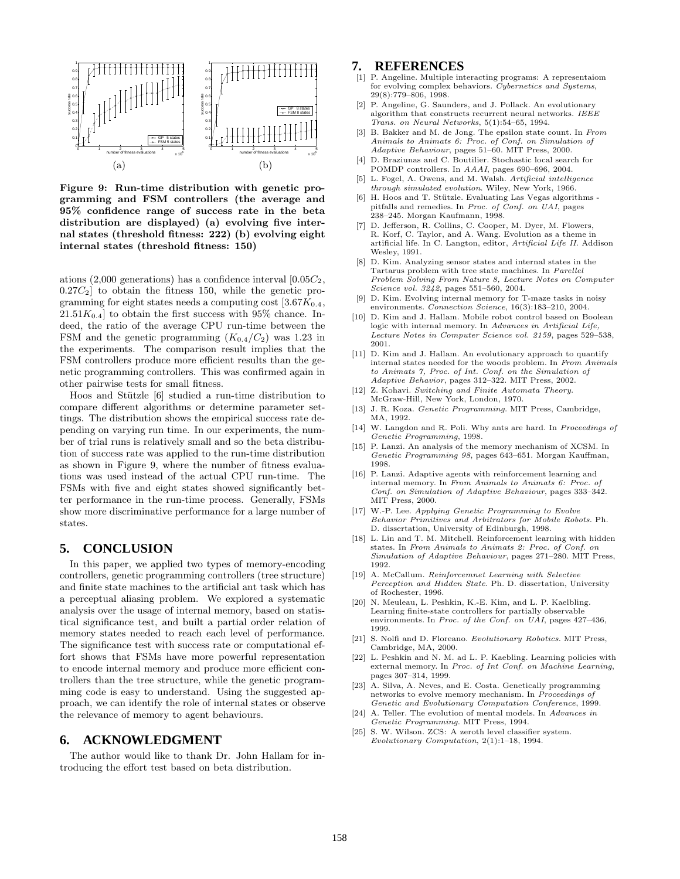1
0.9
0.8
0.7
0.6
0.5
0.4
0.3
0.2
0.1
0
success rate
0 1 2 3 4 5
number of fitness evaluations
x 10^5
GP 5 states
FSM 5 states

1
0.9
0.8
0.7
0.6
0.5
0.4
0.3
0.2
0.1
0
success rate
0 1 2 3 4 5
number of fitness evaluations
x 10^5
GP 8 states
FSM 8 states

(a) (b)

**Figure 9: Run-time distribution with genetic programming and FSM controllers (the average and 95% confidence range of success rate in the beta distribution are displayed) (a) evolving five internal states (threshold fitness: 222) (b) evolving eight internal states (threshold fitness: 150)**

ations (2,000 generations) has a confidence interval $[0.05C_2, 0.27C_2]$ to obtain the fitness 150, while the genetic programming for eight states needs a computing cost $[3.67K_{0.4}, 21.51K_{0.4}]$ to obtain the first success with 95% chance. Indeed, the ratio of the average CPU run-time between the FSM and the genetic programming ($K_{0.4}/C_2$) was 1.23 in the experiments. The comparison result implies that the FSM controllers produce more efficient results than the genetic programming controllers. This was confirmed again in other pairwise tests for small fitness.

Hoos and Stützle [6] studied a run-time distribution to compare different algorithms or determine parameter settings. The distribution shows the empirical success rate depending on varying run time. In our experiments, the number of trial runs is relatively small and so the beta distribution of success rate was applied to the run-time distribution as shown in Figure 9, where the number of fitness evaluations was used instead of the actual CPU run-time. The FSMs with five and eight states showed significantly better performance in the run-time process. Generally, FSMs show more discriminative performance for a large number of states.

## 5. CONCLUSION

In this paper, we applied two types of memory-encoding controllers, genetic programming controllers (tree structure) and finite state machines to the artificial ant task which has a perceptual aliasing problem. We explored a systematic analysis over the usage of internal memory, based on statistical significance test, and built a partial order relation of memory states needed to reach each level of performance. The significance test with success rate or computational effort shows that FSMs have more powerful representation to encode internal memory and produce more efficient controllers than the tree structure, while the genetic programming code is easy to understand. Using the suggested approach, we can identify the role of internal states or observe the relevance of memory to agent behaviours.

## 6. ACKNOWLEDGMENT

The author would like to thank Dr. John Hallam for introducing the effort test based on beta distribution.

## 7. REFERENCES

[1] P. Angeline. Multiple interacting programs: A representaiom for evolving complex behaviors. *Cybernetics and Systems*, 29(8):779–806, 1998.

[2] P. Angeline, G. Saunders, and J. Pollack. An evolutionary algorithm that constructs recurrent neural networks. *IEEE Trans. on Neural Networks*, 5(1):54–65, 1994.

[3] B. Bakker and M. de Jong. The epsilon state count. In *From Animals to Animats 6: Proc. of Conf. on Simulation of Adaptive Behaviour*, pages 51–60. MIT Press, 2000.

[4] D. Braziunas and C. Boutilier. Stochastic local search for POMDP controllers. In *AAAI*, pages 690–696, 2004.

[5] L. Fogel, A. Owens, and M. Walsh. *Artificial intelligence through simulated evolution*. Wiley, New York, 1966.

[6] H. Hoos and T. Stützle. Evaluating Las Vegas algorithms - pitfalls and remedies. In *Proc. of Conf. on UAI*, pages 238–245. Morgan Kaufmann, 1998.

[7] D. Jefferson, R. Collins, C. Cooper, M. Dyer, M. Flowers, R. Korf, C. Taylor, and A. Wang. Evolution as a theme in artificial life. In C. Langton, editor, *Artificial Life II*. Addison Wesley, 1991.

[8] D. Kim. Analyzing sensor states and internal states in the Tartarus problem with tree state machines. In *Parellel Problem Solving From Nature 8, Lecture Notes on Computer Science vol. 3242*, pages 551–560, 2004.

[9] D. Kim. Evolving internal memory for T-maze tasks in noisy environments. *Connection Science*, 16(3):183–210, 2004.

[10] D. Kim and J. Hallam. Mobile robot control based on Boolean logic with internal memory. In *Advances in Artificial Life, Lecture Notes in Computer Science vol. 2159*, pages 529–538, 2001.

[11] D. Kim and J. Hallam. An evolutionary approach to quantify internal states needed for the woods problem. In *From Animals to Animats 7, Proc. of Int. Conf. on the Simulation of Adaptive Behavior*, pages 312–322. MIT Press, 2002.

[12] Z. Kohavi. *Switching and Finite Automata Theory*. McGraw-Hill, New York, London, 1970.

[13] J. R. Koza. *Genetic Programming*. MIT Press, Cambridge, MA, 1992.

[14] W. Langdon and R. Poli. Why ants are hard. In *Proceedings of Genetic Programming*, 1998.

[15] P. Lanzi. An analysis of the memory mechanism of XCSM. In *Genetic Programming 98*, pages 643–651. Morgan Kauffman, 1998.

[16] P. Lanzi. Adaptive agents with reinforcement learning and internal memory. In *From Animals to Animats 6: Proc. of Conf. on Simulation of Adaptive Behaviour*, pages 333–342. MIT Press, 2000.

[17] W.-P. Lee. *Applying Genetic Programming to Evolve Behavior Primitives and Arbitrators for Mobile Robots*. Ph. D. dissertation, University of Edinburgh, 1998.

[18] L. Lin and T. M. Mitchell. Reinforcement learning with hidden states. In *From Animals to Animats 2: Proc. of Conf. on Simulation of Adaptive Behaviour*, pages 271–280. MIT Press, 1992.

[19] A. McCallum. *Reinforcemnet Learning with Selective Perception and Hidden State*. Ph. D. dissertation, University of Rochester, 1996.

[20] N. Meuleau, L. Peshkin, K.-E. Kim, and L. P. Kaelbling. Learning finite-state controllers for partially observable environments. In *Proc. of the Conf. on UAI*, pages 427–436, 1999.

[21] S. Nolfi and D. Floreano. *Evolutionary Robotics*. MIT Press, Cambridge, MA, 2000.

[22] L. Peshkin and N. M. ad L. P. Kaebling. Learning policies with external memory. In *Proc. of Int Conf. on Machine Learning*, pages 307–314, 1999.

[23] A. Silva, A. Neves, and E. Costa. Genetically programming networks to evolve memory mechanism. In *Proceedings of Genetic and Evolutionary Computation Conference*, 1999.

[24] A. Teller. The evolution of mental models. In *Advances in Genetic Programming*. MIT Press, 1994.

[25] S. W. Wilson. ZCS: A zeroth level classifier system. *Evolutionary Computation*, 2(1):1–18, 1994.